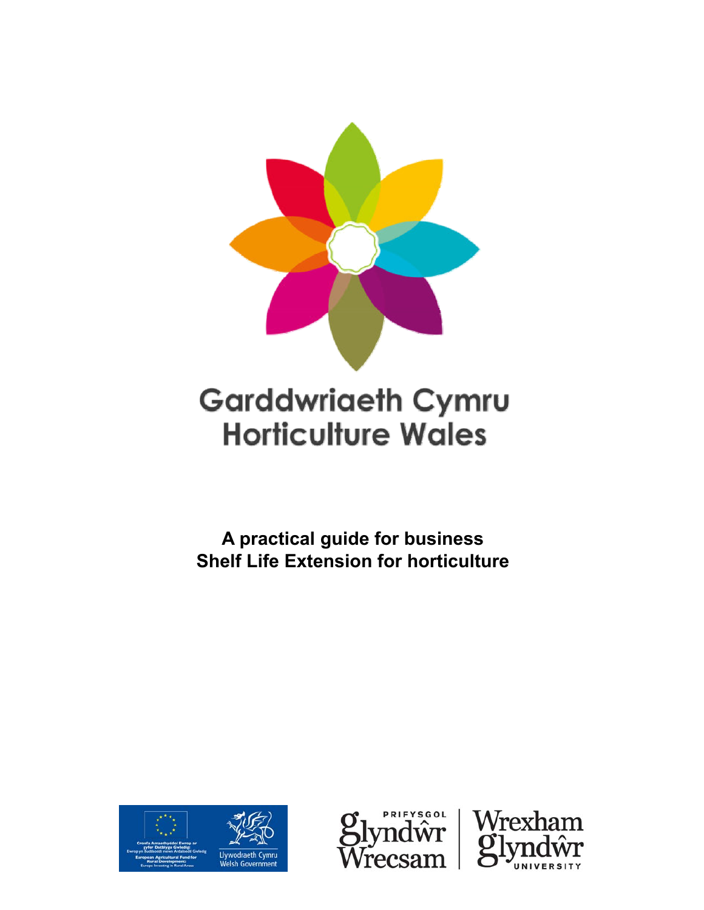# Garddwriaeth Cymru
# Horticulture Wales

**A practical guide for business**
**Shelf Life Extension for horticulture**

Cronfa Amaethyddol Ewrop ar gyfer Datblygu Gwledig: Ewrop yn Buddsoddi mewn Ardaloedd Gwledig
European Agricultural Fund for Rural Development: Europe Investing in Rural Areas

Llywodraeth Cymru
Welsh Government

Prifysgol Glyndŵr Wrecsam | Wrexham Glyndŵr University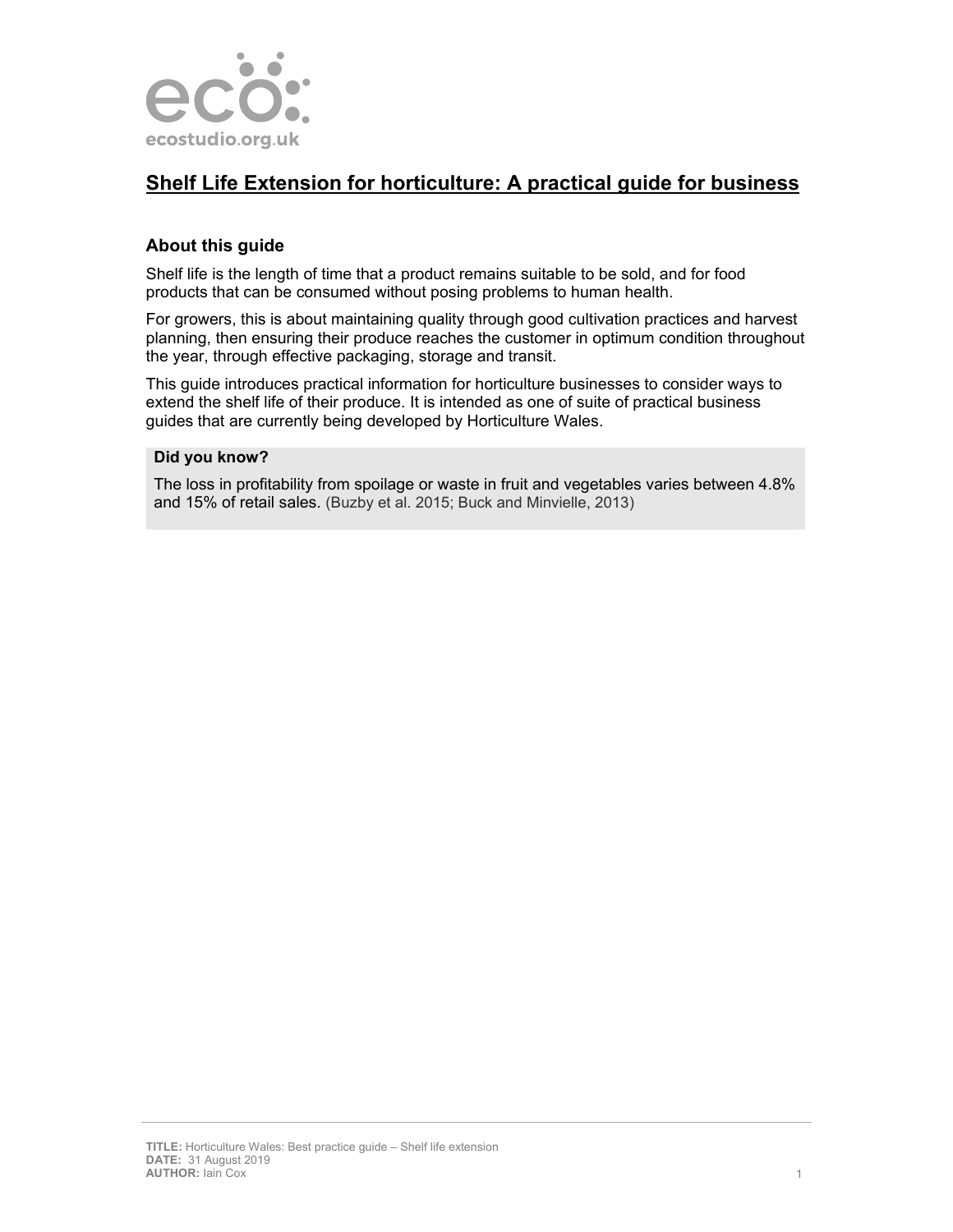ecostudio.org.uk

# Shelf Life Extension for horticulture: A practical guide for business

## About this guide

Shelf life is the length of time that a product remains suitable to be sold, and for food products that can be consumed without posing problems to human health.

For growers, this is about maintaining quality through good cultivation practices and harvest planning, then ensuring their produce reaches the customer in optimum condition throughout the year, through effective packaging, storage and transit.

This guide introduces practical information for horticulture businesses to consider ways to extend the shelf life of their produce. It is intended as one of suite of practical business guides that are currently being developed by Horticulture Wales.

### Did you know?

The loss in profitability from spoilage or waste in fruit and vegetables varies between 4.8% and 15% of retail sales. (Buzby et al. 2015; Buck and Minvielle, 2013)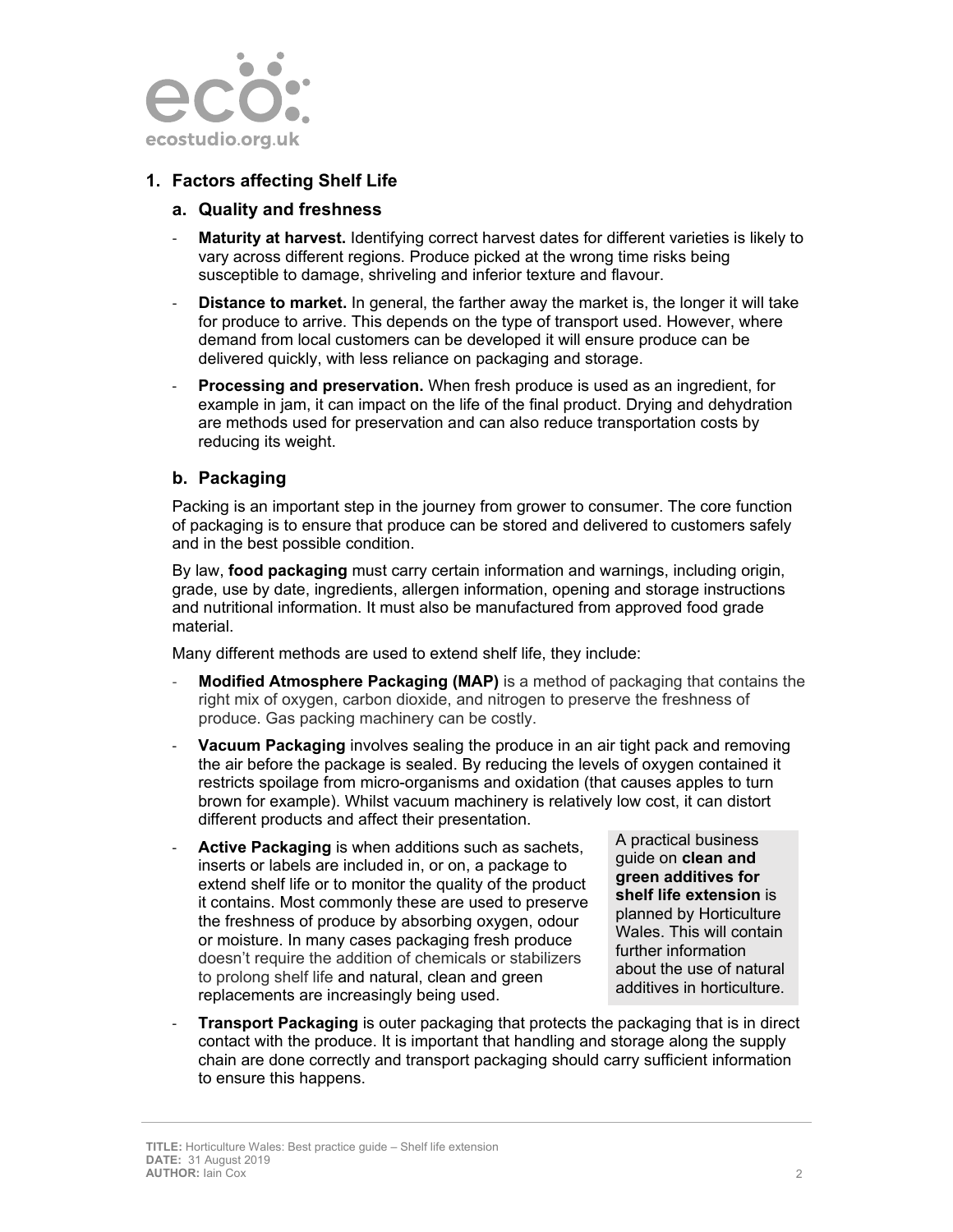## 1. Factors affecting Shelf Life

### a. Quality and freshness

- **Maturity at harvest.** Identifying correct harvest dates for different varieties is likely to vary across different regions. Produce picked at the wrong time risks being susceptible to damage, shriveling and inferior texture and flavour.
- **Distance to market.** In general, the farther away the market is, the longer it will take for produce to arrive. This depends on the type of transport used. However, where demand from local customers can be developed it will ensure produce can be delivered quickly, with less reliance on packaging and storage.
- **Processing and preservation.** When fresh produce is used as an ingredient, for example in jam, it can impact on the life of the final product. Drying and dehydration are methods used for preservation and can also reduce transportation costs by reducing its weight.

### b. Packaging

Packing is an important step in the journey from grower to consumer. The core function of packaging is to ensure that produce can be stored and delivered to customers safely and in the best possible condition.

By law, **food packaging** must carry certain information and warnings, including origin, grade, use by date, ingredients, allergen information, opening and storage instructions and nutritional information. It must also be manufactured from approved food grade material.

Many different methods are used to extend shelf life, they include:

- **Modified Atmosphere Packaging (MAP)** is a method of packaging that contains the right mix of oxygen, carbon dioxide, and nitrogen to preserve the freshness of produce. Gas packing machinery can be costly.
- **Vacuum Packaging** involves sealing the produce in an air tight pack and removing the air before the package is sealed. By reducing the levels of oxygen contained it restricts spoilage from micro-organisms and oxidation (that causes apples to turn brown for example). Whilst vacuum machinery is relatively low cost, it can distort different products and affect their presentation.
- **Active Packaging** is when additions such as sachets, inserts or labels are included in, or on, a package to extend shelf life or to monitor the quality of the product it contains. Most commonly these are used to preserve the freshness of produce by absorbing oxygen, odour or moisture. In many cases packaging fresh produce doesn't require the addition of chemicals or stabilizers to prolong shelf life and natural, clean and green replacements are increasingly being used.

> A practical business guide on **clean and green additives for shelf life extension** is planned by Horticulture Wales. This will contain further information about the use of natural additives in horticulture.

- **Transport Packaging** is outer packaging that protects the packaging that is in direct contact with the produce. It is important that handling and storage along the supply chain are done correctly and transport packaging should carry sufficient information to ensure this happens.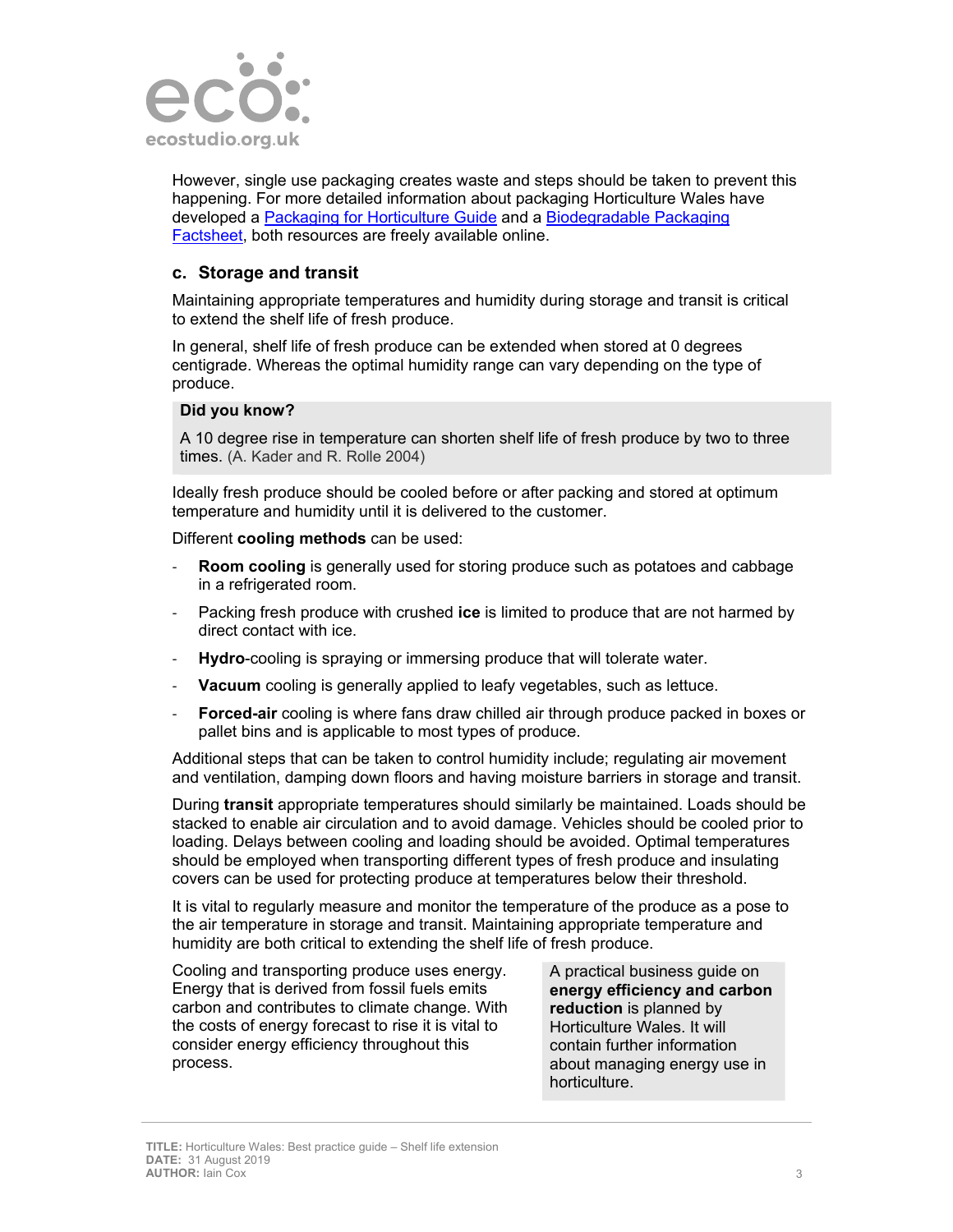However, single use packaging creates waste and steps should be taken to prevent this happening. For more detailed information about packaging Horticulture Wales have developed a Packaging for Horticulture Guide and a Biodegradable Packaging Factsheet, both resources are freely available online.

### c. Storage and transit

Maintaining appropriate temperatures and humidity during storage and transit is critical to extend the shelf life of fresh produce.

In general, shelf life of fresh produce can be extended when stored at 0 degrees centigrade. Whereas the optimal humidity range can vary depending on the type of produce.

> **Did you know?**
>
> A 10 degree rise in temperature can shorten shelf life of fresh produce by two to three times. (A. Kader and R. Rolle 2004)

Ideally fresh produce should be cooled before or after packing and stored at optimum temperature and humidity until it is delivered to the customer.

Different **cooling methods** can be used:

- **Room cooling** is generally used for storing produce such as potatoes and cabbage in a refrigerated room.
- Packing fresh produce with crushed **ice** is limited to produce that are not harmed by direct contact with ice.
- **Hydro**-cooling is spraying or immersing produce that will tolerate water.
- **Vacuum** cooling is generally applied to leafy vegetables, such as lettuce.
- **Forced-air** cooling is where fans draw chilled air through produce packed in boxes or pallet bins and is applicable to most types of produce.

Additional steps that can be taken to control humidity include; regulating air movement and ventilation, damping down floors and having moisture barriers in storage and transit.

During **transit** appropriate temperatures should similarly be maintained. Loads should be stacked to enable air circulation and to avoid damage. Vehicles should be cooled prior to loading. Delays between cooling and loading should be avoided. Optimal temperatures should be employed when transporting different types of fresh produce and insulating covers can be used for protecting produce at temperatures below their threshold.

It is vital to regularly measure and monitor the temperature of the produce as a pose to the air temperature in storage and transit. Maintaining appropriate temperature and humidity are both critical to extending the shelf life of fresh produce.

Cooling and transporting produce uses energy. Energy that is derived from fossil fuels emits carbon and contributes to climate change. With the costs of energy forecast to rise it is vital to consider energy efficiency throughout this process.

> A practical business guide on **energy efficiency and carbon reduction** is planned by Horticulture Wales. It will contain further information about managing energy use in horticulture.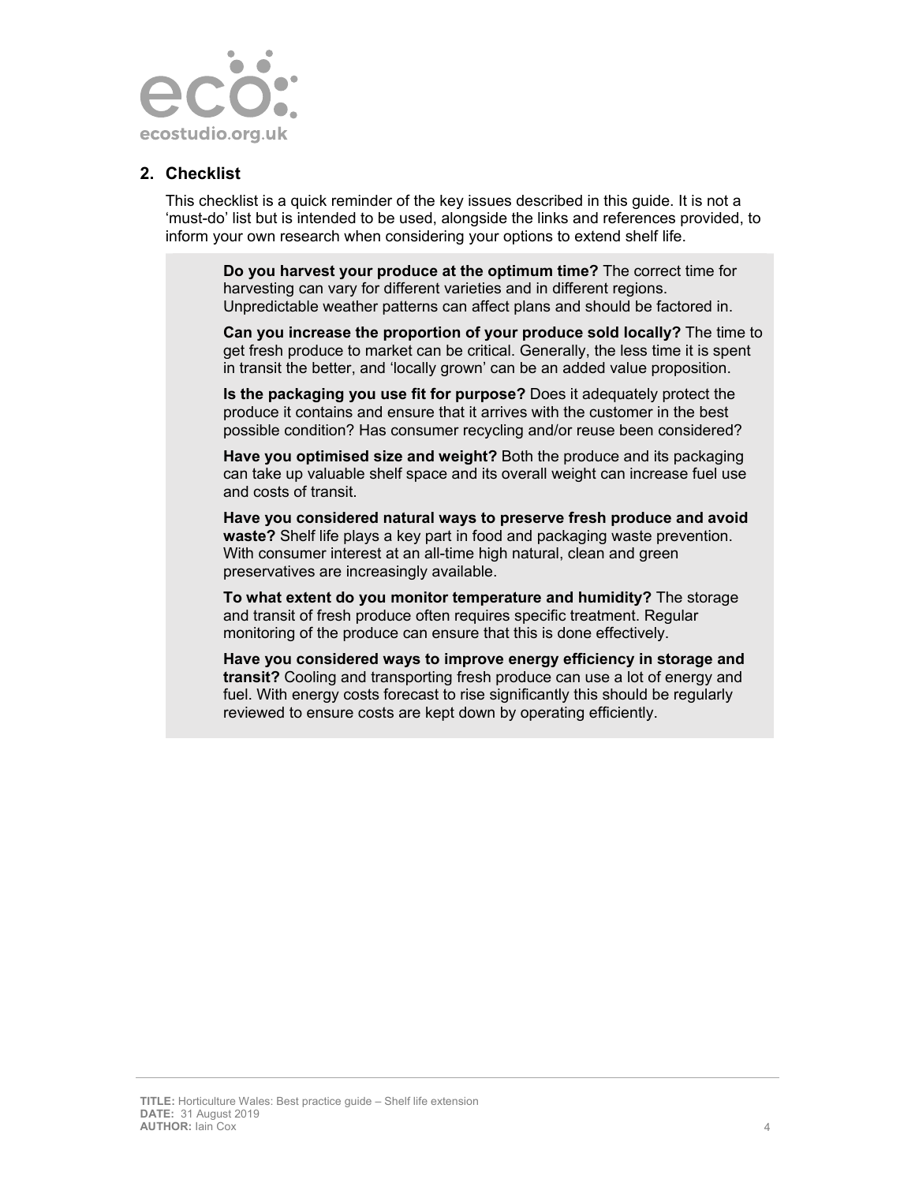## 2. Checklist

This checklist is a quick reminder of the key issues described in this guide. It is not a 'must-do' list but is intended to be used, alongside the links and references provided, to inform your own research when considering your options to extend shelf life.

**Do you harvest your produce at the optimum time?** The correct time for harvesting can vary for different varieties and in different regions. Unpredictable weather patterns can affect plans and should be factored in.

**Can you increase the proportion of your produce sold locally?** The time to get fresh produce to market can be critical. Generally, the less time it is spent in transit the better, and 'locally grown' can be an added value proposition.

**Is the packaging you use fit for purpose?** Does it adequately protect the produce it contains and ensure that it arrives with the customer in the best possible condition? Has consumer recycling and/or reuse been considered?

**Have you optimised size and weight?** Both the produce and its packaging can take up valuable shelf space and its overall weight can increase fuel use and costs of transit.

**Have you considered natural ways to preserve fresh produce and avoid waste?** Shelf life plays a key part in food and packaging waste prevention. With consumer interest at an all-time high natural, clean and green preservatives are increasingly available.

**To what extent do you monitor temperature and humidity?** The storage and transit of fresh produce often requires specific treatment. Regular monitoring of the produce can ensure that this is done effectively.

**Have you considered ways to improve energy efficiency in storage and transit?** Cooling and transporting fresh produce can use a lot of energy and fuel. With energy costs forecast to rise significantly this should be regularly reviewed to ensure costs are kept down by operating efficiently.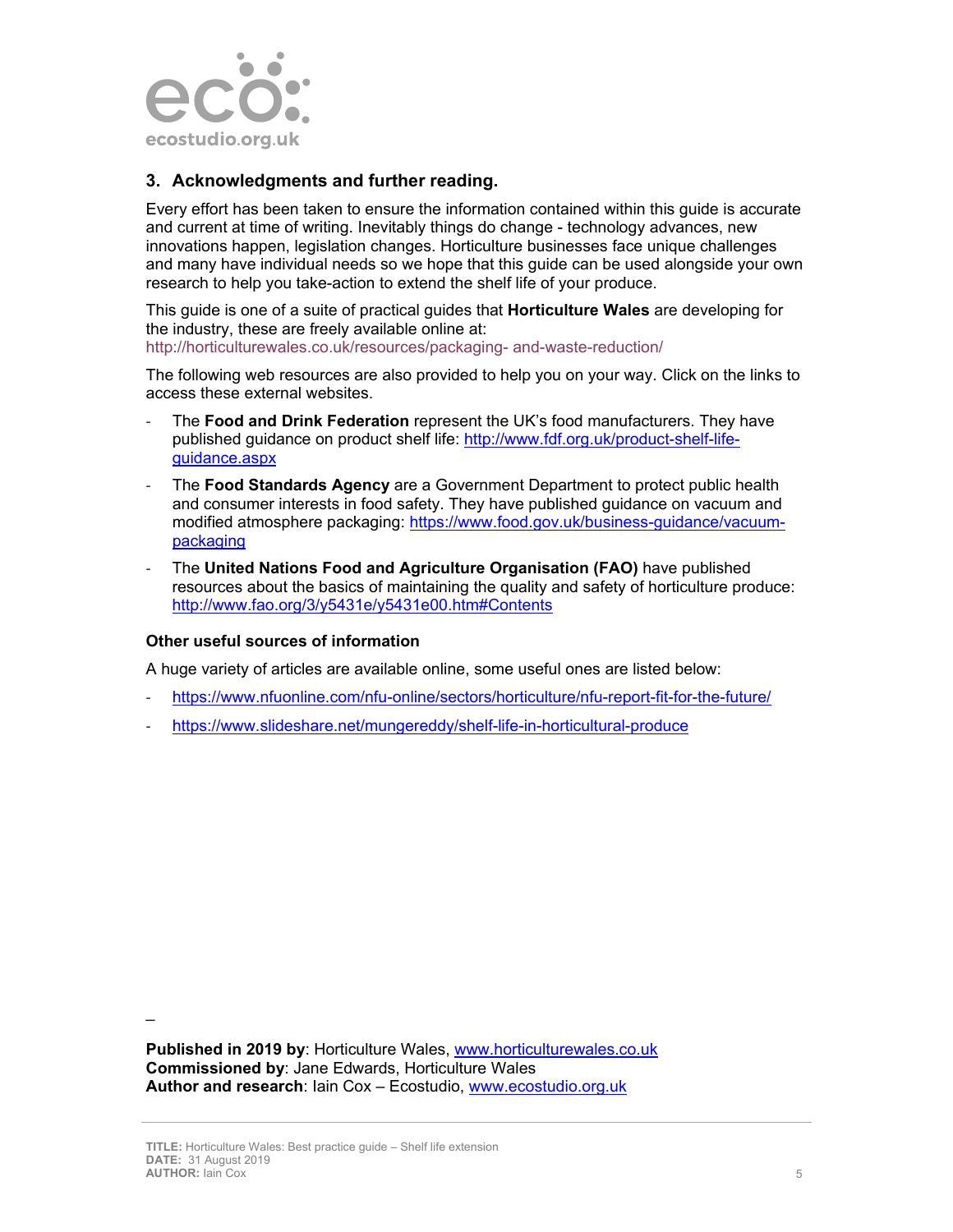## 3. Acknowledgments and further reading.

Every effort has been taken to ensure the information contained within this guide is accurate and current at time of writing. Inevitably things do change - technology advances, new innovations happen, legislation changes. Horticulture businesses face unique challenges and many have individual needs so we hope that this guide can be used alongside your own research to help you take-action to extend the shelf life of your produce.

This guide is one of a suite of practical guides that **Horticulture Wales** are developing for the industry, these are freely available online at:
http://horticulturewales.co.uk/resources/packaging- and-waste-reduction/

The following web resources are also provided to help you on your way. Click on the links to access these external websites.

- The **Food and Drink Federation** represent the UK's food manufacturers. They have published guidance on product shelf life: http://www.fdf.org.uk/product-shelf-life-guidance.aspx
- The **Food Standards Agency** are a Government Department to protect public health and consumer interests in food safety. They have published guidance on vacuum and modified atmosphere packaging: https://www.food.gov.uk/business-guidance/vacuum-packaging
- The **United Nations Food and Agriculture Organisation (FAO)** have published resources about the basics of maintaining the quality and safety of horticulture produce: http://www.fao.org/3/y5431e/y5431e00.htm#Contents

### Other useful sources of information

A huge variety of articles are available online, some useful ones are listed below:

- https://www.nfuonline.com/nfu-online/sectors/horticulture/nfu-report-fit-for-the-future/
- https://www.slideshare.net/mungereddy/shelf-life-in-horticultural-produce

–

**Published in 2019 by**: Horticulture Wales, www.horticulturewales.co.uk
**Commissioned by**: Jane Edwards, Horticulture Wales
**Author and research**: Iain Cox – Ecostudio, www.ecostudio.org.uk